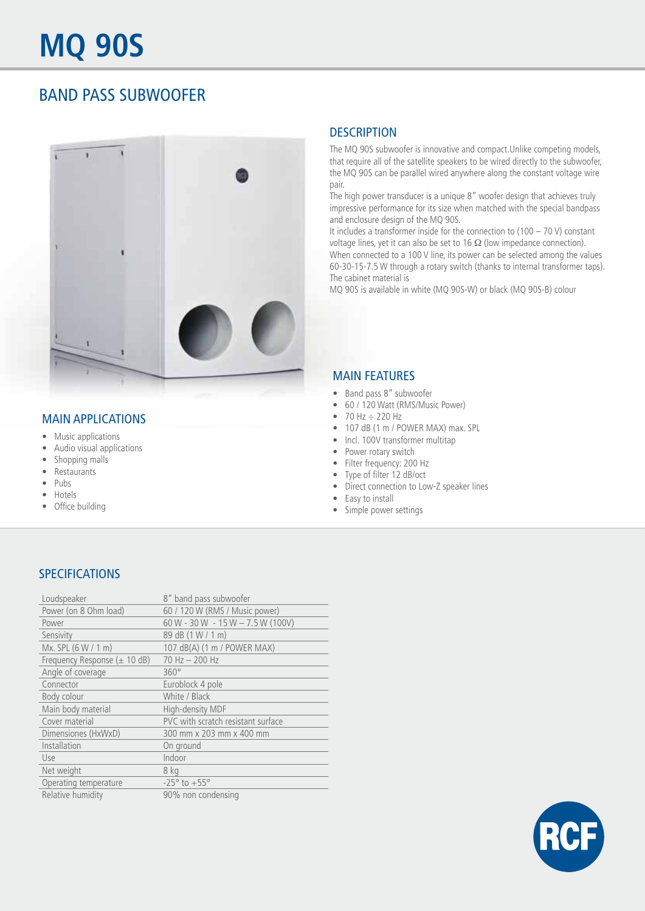# MQ 90S

## BAND PASS SUBWOOFER

### DESCRIPTION

The MQ 90S subwoofer is innovative and compact.Unlike competing models, that require all of the satellite speakers to be wired directly to the subwoofer, the MQ 90S can be parallel wired anywhere along the constant voltage wire pair.

The high power transducer is a unique 8" woofer design that achieves truly impressive performance for its size when matched with the special bandpass and enclosure design of the MQ 90S.

It includes a transformer inside for the connection to (100 – 70 V) constant voltage lines, yet it can also be set to 16 Ω (low impedance connection).

When connected to a 100 V line, its power can be selected among the values 60-30-15-7.5 W through a rotary switch (thanks to internal transformer taps).

The cabinet material is

MQ 90S is available in white (MQ 90S-W) or black (MQ 90S-B) colour

### MAIN APPLICATIONS

- Music applications
- Audio visual applications
- Shopping malls
- Restaurants
- Pubs
- Hotels
- Office building

### MAIN FEATURES

- Band pass 8" subwoofer
- 60 / 120 Watt (RMS/Music Power)
- 70 Hz ÷ 220 Hz
- 107 dB (1 m / POWER MAX) max. SPL
- Incl. 100V transformer multitap
- Power rotary switch
- Filter frequency: 200 Hz
- Type of filter 12 dB/oct
- Direct connection to Low-Z speaker lines
- Easy to install
- Simple power settings

### SPECIFICATIONS

| | |
|---|---|
| Loudspeaker | 8" band pass subwoofer |
| Power (on 8 Ohm load) | 60 / 120 W (RMS / Music power) |
| Power | 60 W - 30 W - 15 W – 7.5 W (100V) |
| Sensivity | 89 dB (1 W / 1 m) |
| Mx. SPL (6 W / 1 m) | 107 dB(A) (1 m / POWER MAX) |
| Frequency Response (± 10 dB) | 70 Hz – 200 Hz |
| Angle of coverage | 360° |
| Connector | Euroblock 4 pole |
| Body colour | White / Black |
| Main body material | High-density MDF |
| Cover material | PVC with scratch resistant surface |
| Dimensions (HxWxD) | 300 mm x 203 mm x 400 mm |
| Installation | On ground |
| Use | Indoor |
| Net weight | 8 kg |
| Operating temperature | -25° to +55° |
| Relative humidity | 90% non condensing |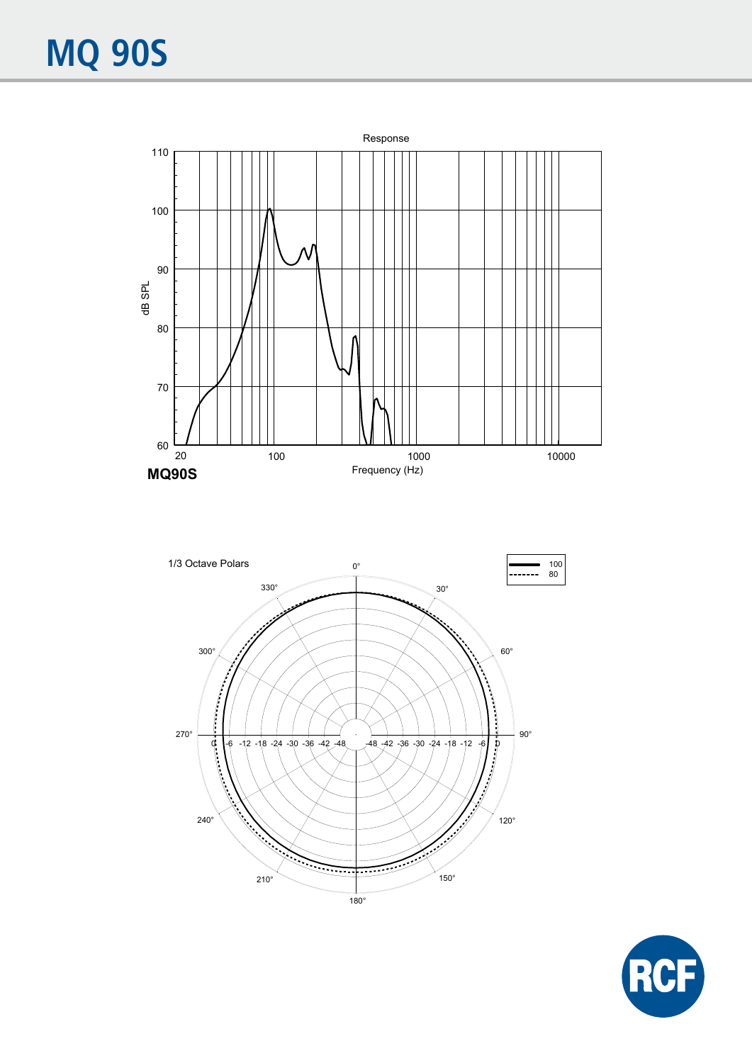# MQ 90S

Response

dB SPL

Frequency (Hz)

MQ90S

1/3 Octave Polars

| | |
|---|---|
| —— | 100 |
| - - - - | 80 |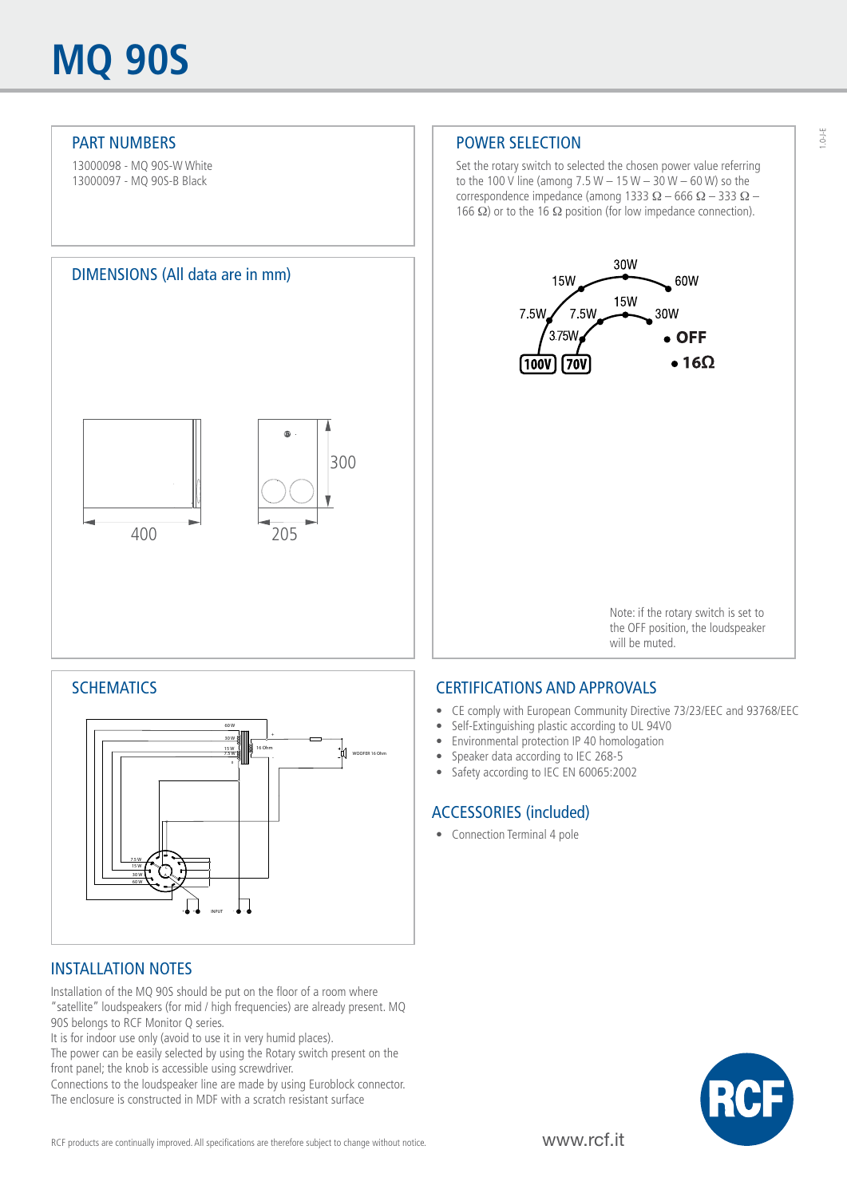# MQ 90S

## PART NUMBERS

13000098 - MQ 90S-W White
13000097 - MQ 90S-B Black

## DIMENSIONS (All data are in mm)

400
205
300

## SCHEMATICS

60 W
30 W
15 W
7.5 W
0
16 Ohm
WOOFER 16 Ohm
7.5 W
15 W
30 W
60 W
INPUT

## INSTALLATION NOTES

Installation of the MQ 90S should be put on the floor of a room where "satellite" loudspeakers (for mid / high frequencies) are already present. MQ 90S belongs to RCF Monitor Q series.
It is for indoor use only (avoid to use it in very humid places).
The power can be easily selected by using the Rotary switch present on the front panel; the knob is accessible using screwdriver.
Connections to the loudspeaker line are made by using Euroblock connector.
The enclosure is constructed in MDF with a scratch resistant surface

## POWER SELECTION

Set the rotary switch to selected the chosen power value referring to the 100 V line (among 7.5 W – 15 W – 30 W – 60 W) so the correspondence impedance (among 1333 Ω – 666 Ω – 333 Ω – 166 Ω) or to the 16 Ω position (for low impedance connection).

30W
15W
60W
7.5W
7.5W
15W
30W
3.75W
OFF
16Ω
100V
70V

Note: if the rotary switch is set to the OFF position, the loudspeaker will be muted.

## CERTIFICATIONS AND APPROVALS

- CE comply with European Community Directive 73/23/EEC and 93768/EEC
- Self-Extinguishing plastic according to UL 94V0
- Environmental protection IP 40 homologation
- Speaker data according to IEC 268-5
- Safety according to IEC EN 60065:2002

## ACCESSORIES (included)

- Connection Terminal 4 pole

RCF products are continually improved. All specifications are therefore subject to change without notice.

www.rcf.it